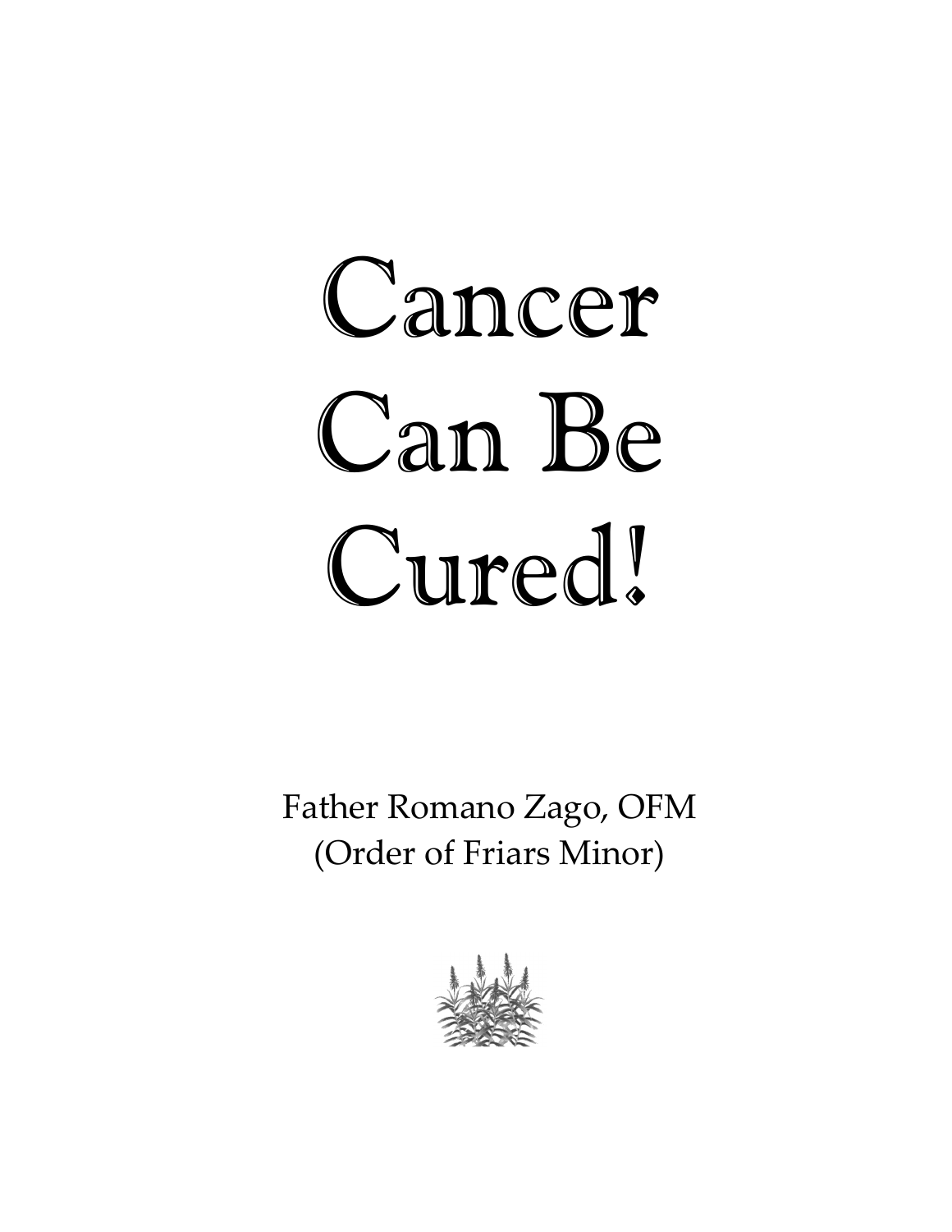# Cancer Can Be Cured!

Father Romano Zago, OFM
(Order of Friars Minor)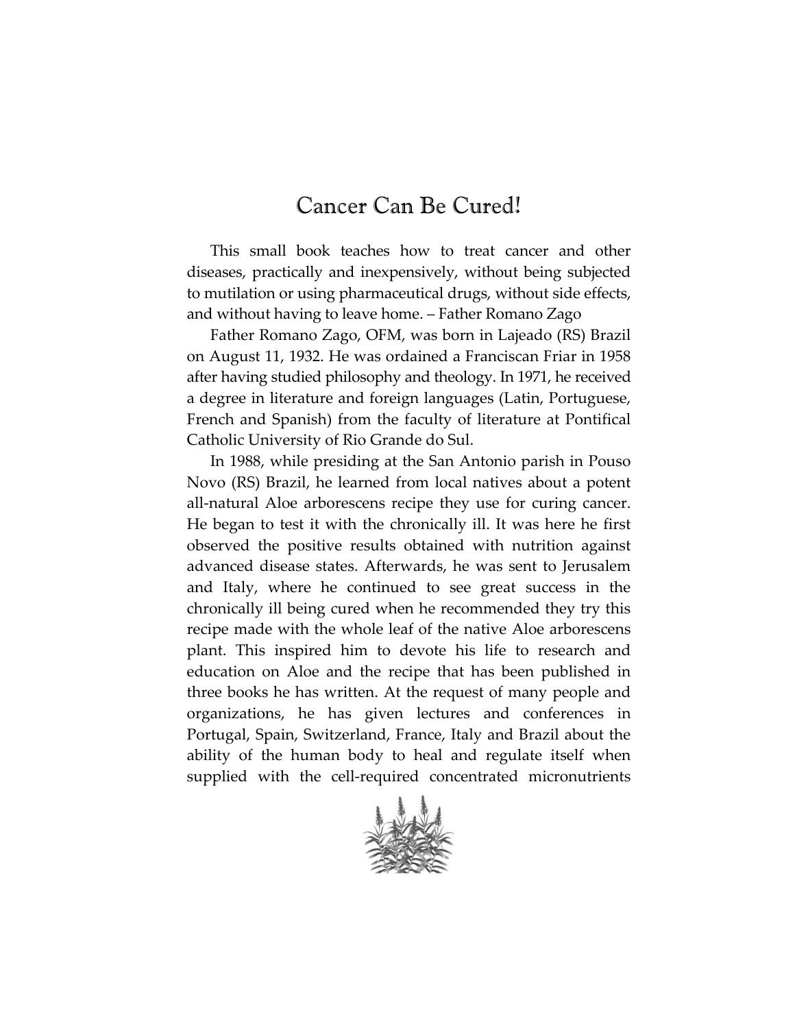# Cancer Can Be Cured!

This small book teaches how to treat cancer and other diseases, practically and inexpensively, without being subjected to mutilation or using pharmaceutical drugs, without side effects, and without having to leave home. – Father Romano Zago

Father Romano Zago, OFM, was born in Lajeado (RS) Brazil on August 11, 1932. He was ordained a Franciscan Friar in 1958 after having studied philosophy and theology. In 1971, he received a degree in literature and foreign languages (Latin, Portuguese, French and Spanish) from the faculty of literature at Pontifical Catholic University of Rio Grande do Sul.

In 1988, while presiding at the San Antonio parish in Pouso Novo (RS) Brazil, he learned from local natives about a potent all-natural Aloe arborescens recipe they use for curing cancer. He began to test it with the chronically ill. It was here he first observed the positive results obtained with nutrition against advanced disease states. Afterwards, he was sent to Jerusalem and Italy, where he continued to see great success in the chronically ill being cured when he recommended they try this recipe made with the whole leaf of the native Aloe arborescens plant. This inspired him to devote his life to research and education on Aloe and the recipe that has been published in three books he has written. At the request of many people and organizations, he has given lectures and conferences in Portugal, Spain, Switzerland, France, Italy and Brazil about the ability of the human body to heal and regulate itself when supplied with the cell-required concentrated micronutrients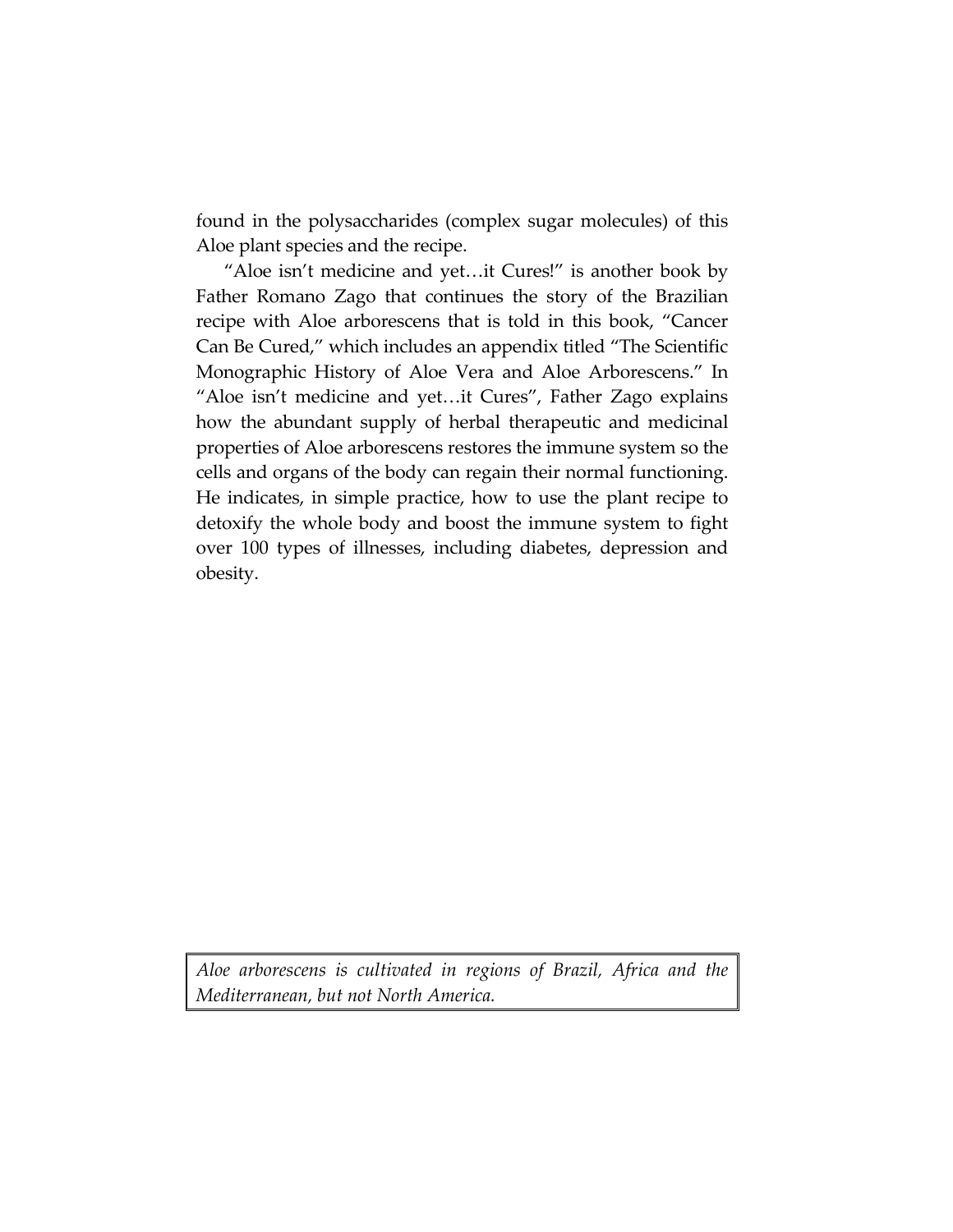found in the polysaccharides (complex sugar molecules) of this Aloe plant species and the recipe.

"Aloe isn't medicine and yet…it Cures!" is another book by Father Romano Zago that continues the story of the Brazilian recipe with Aloe arborescens that is told in this book, "Cancer Can Be Cured," which includes an appendix titled "The Scientific Monographic History of Aloe Vera and Aloe Arborescens." In "Aloe isn't medicine and yet…it Cures", Father Zago explains how the abundant supply of herbal therapeutic and medicinal properties of Aloe arborescens restores the immune system so the cells and organs of the body can regain their normal functioning. He indicates, in simple practice, how to use the plant recipe to detoxify the whole body and boost the immune system to fight over 100 types of illnesses, including diabetes, depression and obesity.

*Aloe arborescens is cultivated in regions of Brazil, Africa and the Mediterranean, but not North America.*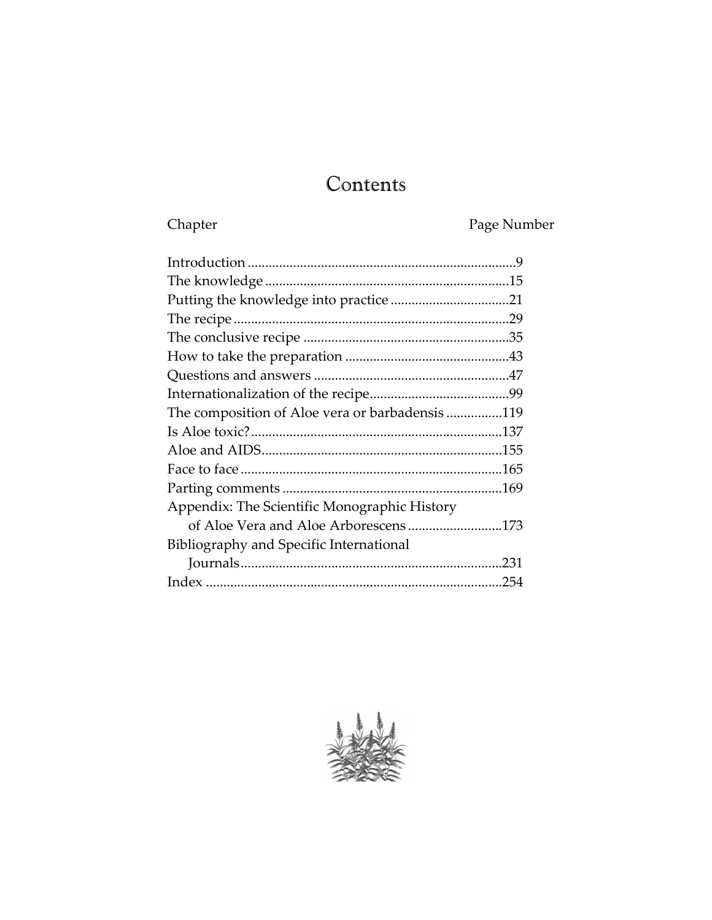# Contents

| Chapter | Page Number |
|---|---|
| Introduction | 9 |
| The knowledge | 15 |
| Putting the knowledge into practice | 21 |
| The recipe | 29 |
| The conclusive recipe | 35 |
| How to take the preparation | 43 |
| Questions and answers | 47 |
| Internationalization of the recipe | 99 |
| The composition of Aloe vera or barbadensis | 119 |
| Is Aloe toxic? | 137 |
| Aloe and AIDS | 155 |
| Face to face | 165 |
| Parting comments | 169 |
| Appendix: The Scientific Monographic History of Aloe Vera and Aloe Arborescens | 173 |
| Bibliography and Specific International Journals | 231 |
| Index | 254 |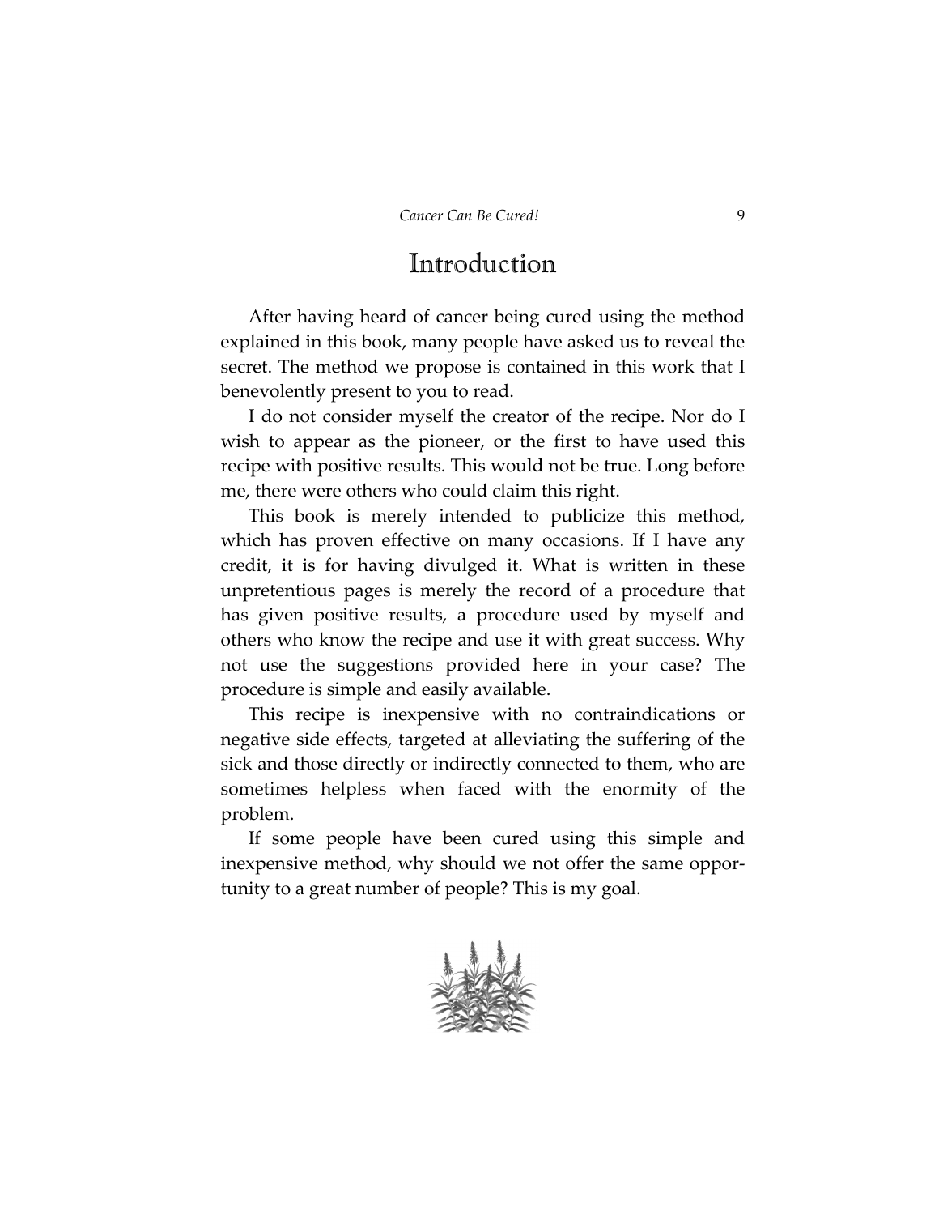# Introduction

After having heard of cancer being cured using the method explained in this book, many people have asked us to reveal the secret. The method we propose is contained in this work that I benevolently present to you to read.

I do not consider myself the creator of the recipe. Nor do I wish to appear as the pioneer, or the first to have used this recipe with positive results. This would not be true. Long before me, there were others who could claim this right.

This book is merely intended to publicize this method, which has proven effective on many occasions. If I have any credit, it is for having divulged it. What is written in these unpretentious pages is merely the record of a procedure that has given positive results, a procedure used by myself and others who know the recipe and use it with great success. Why not use the suggestions provided here in your case? The procedure is simple and easily available.

This recipe is inexpensive with no contraindications or negative side effects, targeted at alleviating the suffering of the sick and those directly or indirectly connected to them, who are sometimes helpless when faced with the enormity of the problem.

If some people have been cured using this simple and inexpensive method, why should we not offer the same opportunity to a great number of people? This is my goal.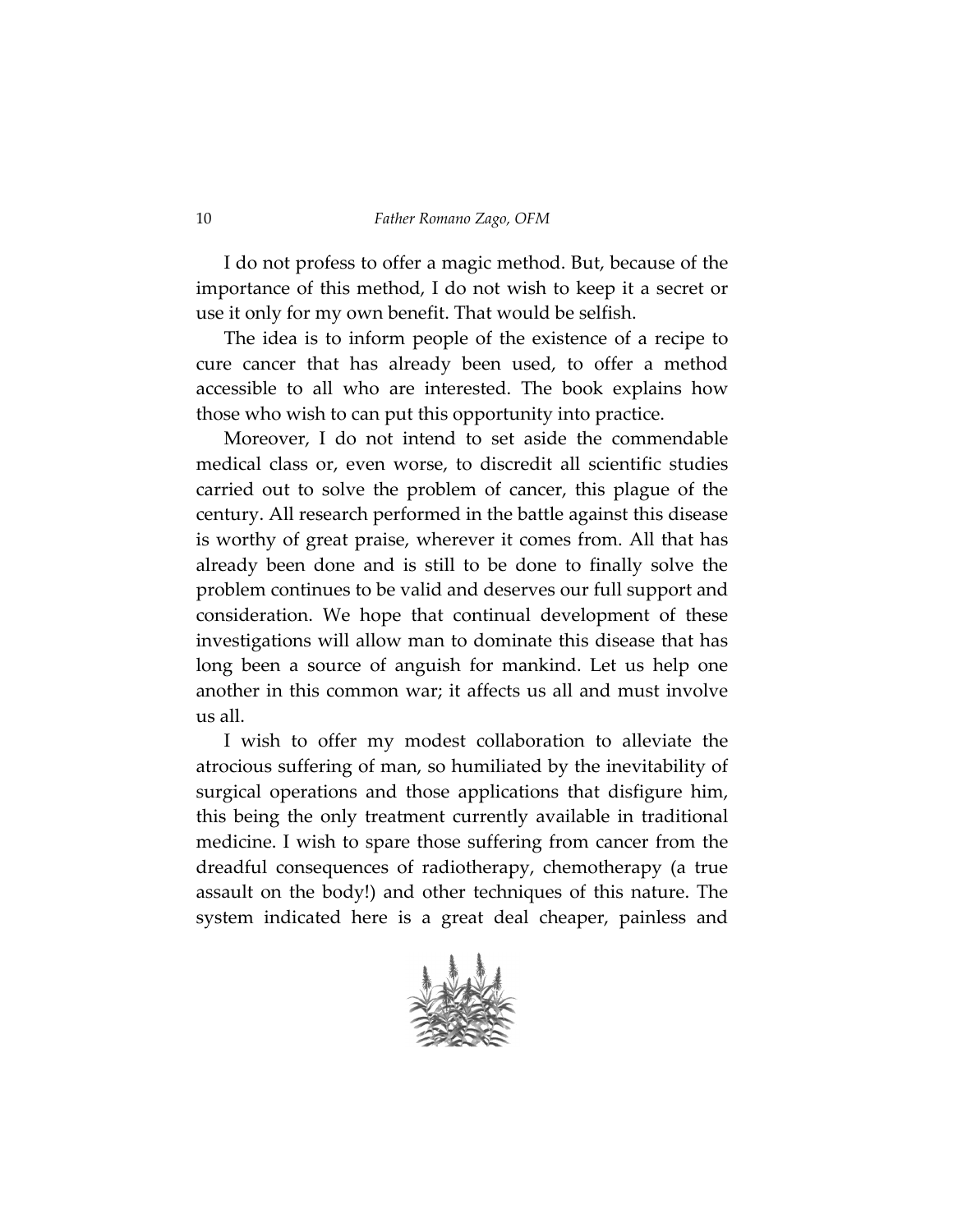I do not profess to offer a magic method. But, because of the importance of this method, I do not wish to keep it a secret or use it only for my own benefit. That would be selfish.

The idea is to inform people of the existence of a recipe to cure cancer that has already been used, to offer a method accessible to all who are interested. The book explains how those who wish to can put this opportunity into practice.

Moreover, I do not intend to set aside the commendable medical class or, even worse, to discredit all scientific studies carried out to solve the problem of cancer, this plague of the century. All research performed in the battle against this disease is worthy of great praise, wherever it comes from. All that has already been done and is still to be done to finally solve the problem continues to be valid and deserves our full support and consideration. We hope that continual development of these investigations will allow man to dominate this disease that has long been a source of anguish for mankind. Let us help one another in this common war; it affects us all and must involve us all.

I wish to offer my modest collaboration to alleviate the atrocious suffering of man, so humiliated by the inevitability of surgical operations and those applications that disfigure him, this being the only treatment currently available in traditional medicine. I wish to spare those suffering from cancer from the dreadful consequences of radiotherapy, chemotherapy (a true assault on the body!) and other techniques of this nature. The system indicated here is a great deal cheaper, painless and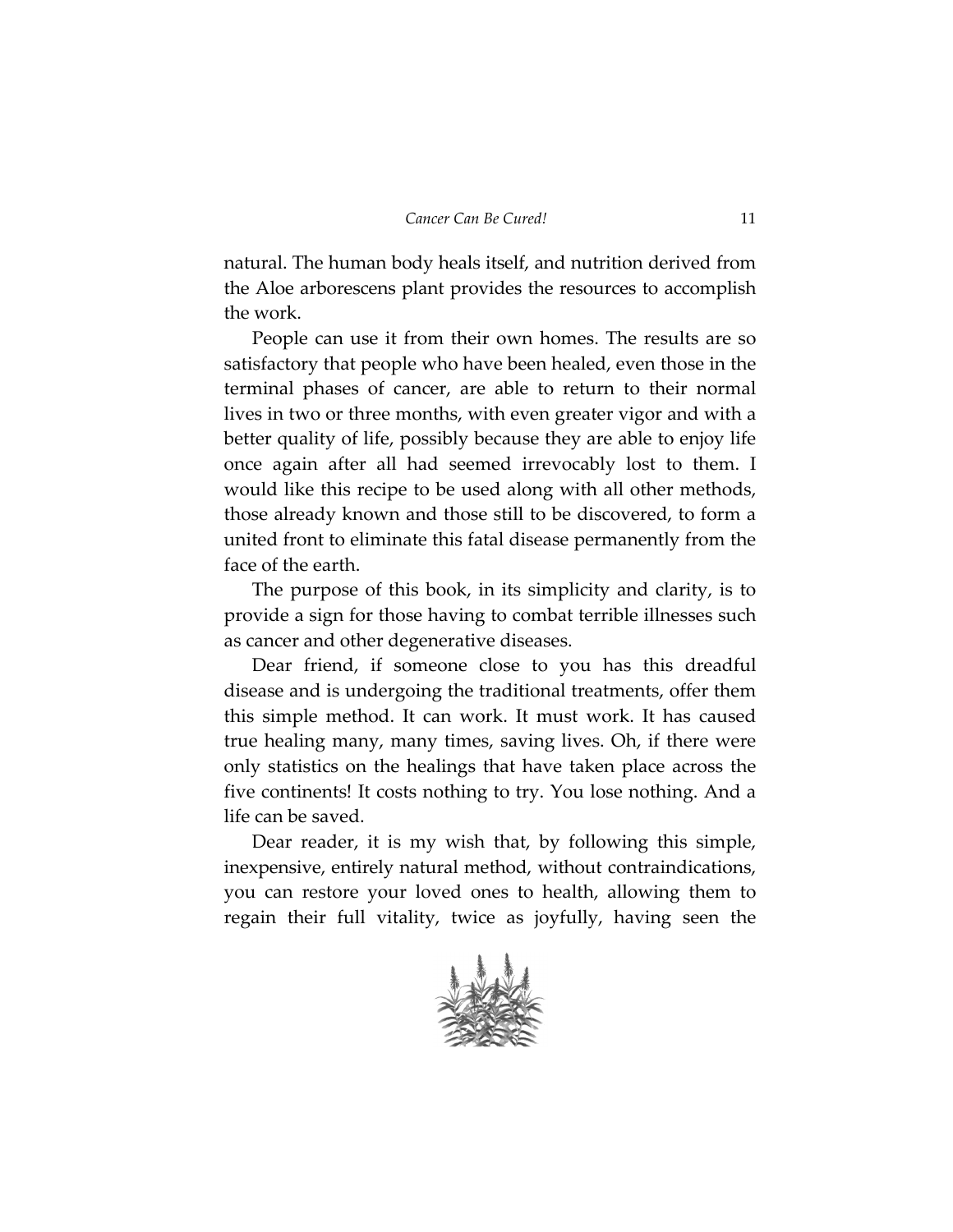natural. The human body heals itself, and nutrition derived from the Aloe arborescens plant provides the resources to accomplish the work.

People can use it from their own homes. The results are so satisfactory that people who have been healed, even those in the terminal phases of cancer, are able to return to their normal lives in two or three months, with even greater vigor and with a better quality of life, possibly because they are able to enjoy life once again after all had seemed irrevocably lost to them. I would like this recipe to be used along with all other methods, those already known and those still to be discovered, to form a united front to eliminate this fatal disease permanently from the face of the earth.

The purpose of this book, in its simplicity and clarity, is to provide a sign for those having to combat terrible illnesses such as cancer and other degenerative diseases.

Dear friend, if someone close to you has this dreadful disease and is undergoing the traditional treatments, offer them this simple method. It can work. It must work. It has caused true healing many, many times, saving lives. Oh, if there were only statistics on the healings that have taken place across the five continents! It costs nothing to try. You lose nothing. And a life can be saved.

Dear reader, it is my wish that, by following this simple, inexpensive, entirely natural method, without contraindications, you can restore your loved ones to health, allowing them to regain their full vitality, twice as joyfully, having seen the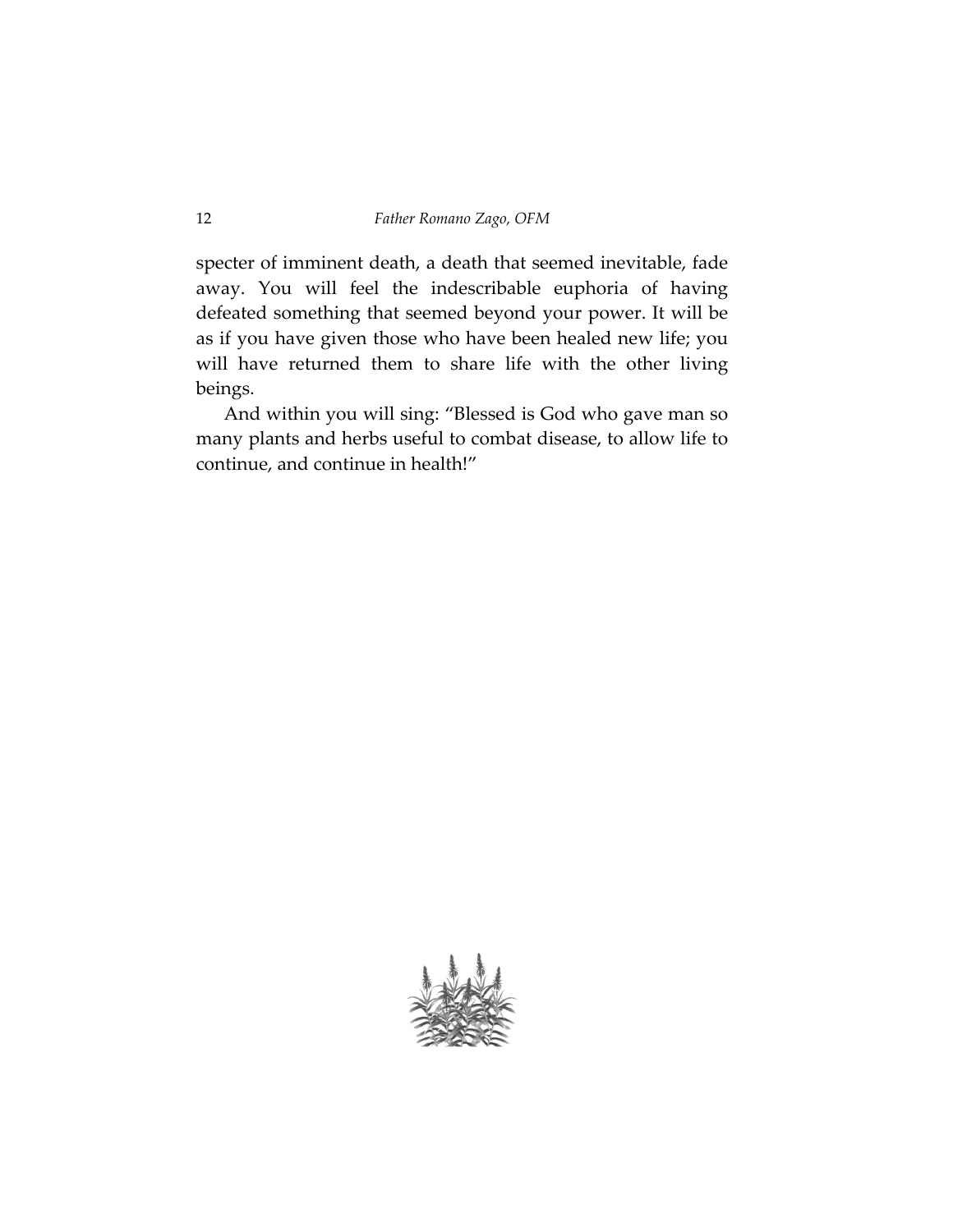specter of imminent death, a death that seemed inevitable, fade away. You will feel the indescribable euphoria of having defeated something that seemed beyond your power. It will be as if you have given those who have been healed new life; you will have returned them to share life with the other living beings.

And within you will sing: "Blessed is God who gave man so many plants and herbs useful to combat disease, to allow life to continue, and continue in health!"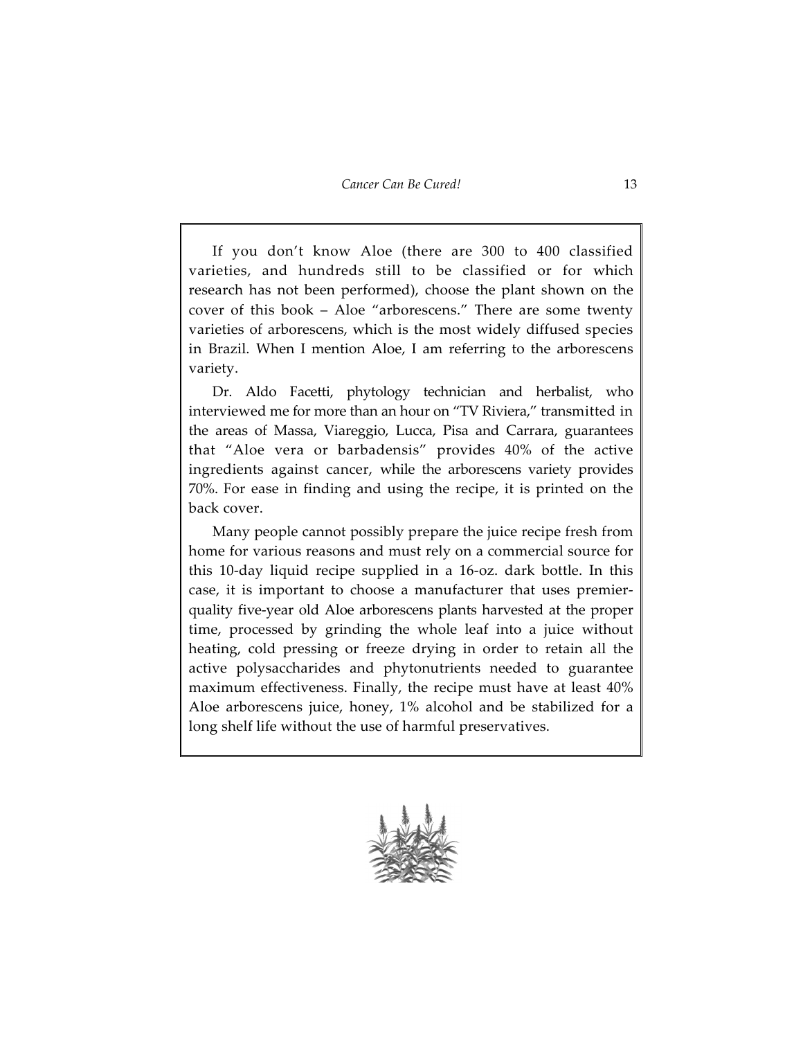If you don't know Aloe (there are 300 to 400 classified varieties, and hundreds still to be classified or for which research has not been performed), choose the plant shown on the cover of this book – Aloe "arborescens." There are some twenty varieties of arborescens, which is the most widely diffused species in Brazil. When I mention Aloe, I am referring to the arborescens variety.

Dr. Aldo Facetti, phytology technician and herbalist, who interviewed me for more than an hour on "TV Riviera," transmitted in the areas of Massa, Viareggio, Lucca, Pisa and Carrara, guarantees that "Aloe vera or barbadensis" provides 40% of the active ingredients against cancer, while the arborescens variety provides 70%. For ease in finding and using the recipe, it is printed on the back cover.

Many people cannot possibly prepare the juice recipe fresh from home for various reasons and must rely on a commercial source for this 10-day liquid recipe supplied in a 16-oz. dark bottle. In this case, it is important to choose a manufacturer that uses premier-quality five-year old Aloe arborescens plants harvested at the proper time, processed by grinding the whole leaf into a juice without heating, cold pressing or freeze drying in order to retain all the active polysaccharides and phytonutrients needed to guarantee maximum effectiveness. Finally, the recipe must have at least 40% Aloe arborescens juice, honey, 1% alcohol and be stabilized for a long shelf life without the use of harmful preservatives.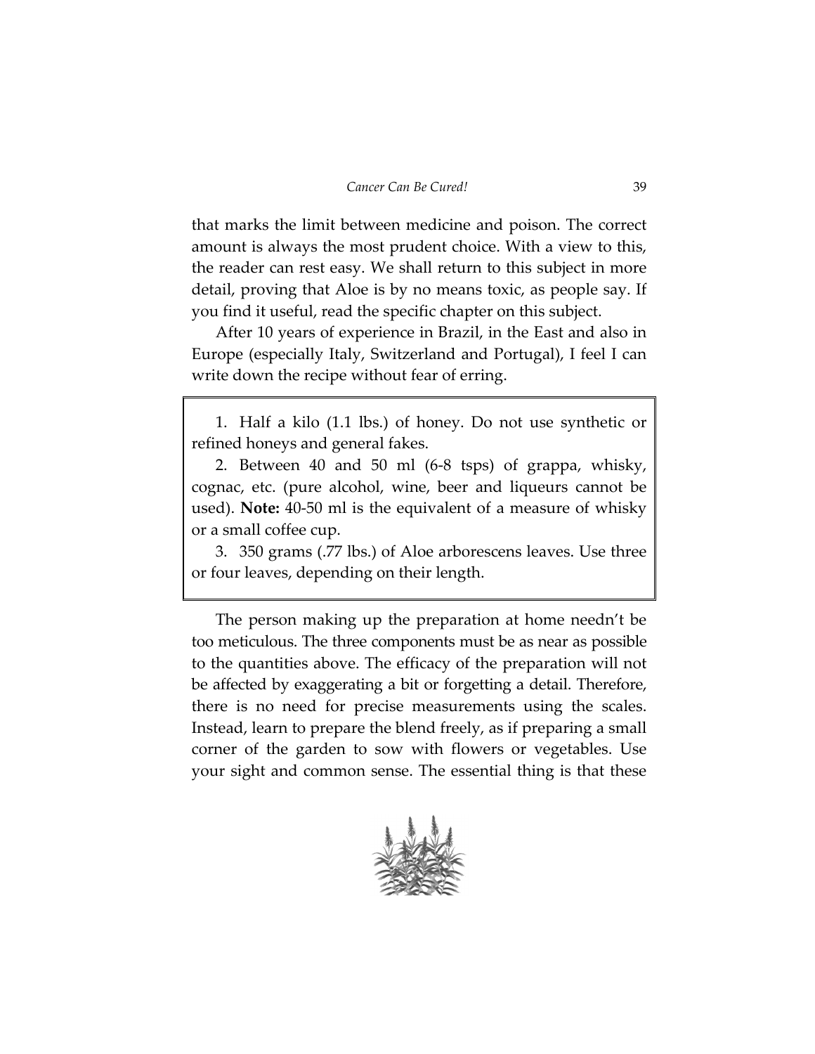that marks the limit between medicine and poison. The correct amount is always the most prudent choice. With a view to this, the reader can rest easy. We shall return to this subject in more detail, proving that Aloe is by no means toxic, as people say. If you find it useful, read the specific chapter on this subject.

After 10 years of experience in Brazil, in the East and also in Europe (especially Italy, Switzerland and Portugal), I feel I can write down the recipe without fear of erring.

1. Half a kilo (1.1 lbs.) of honey. Do not use synthetic or refined honeys and general fakes.
2. Between 40 and 50 ml (6-8 tsps) of grappa, whisky, cognac, etc. (pure alcohol, wine, beer and liqueurs cannot be used). **Note:** 40-50 ml is the equivalent of a measure of whisky or a small coffee cup.
3. 350 grams (.77 lbs.) of Aloe arborescens leaves. Use three or four leaves, depending on their length.

The person making up the preparation at home needn't be too meticulous. The three components must be as near as possible to the quantities above. The efficacy of the preparation will not be affected by exaggerating a bit or forgetting a detail. Therefore, there is no need for precise measurements using the scales. Instead, learn to prepare the blend freely, as if preparing a small corner of the garden to sow with flowers or vegetables. Use your sight and common sense. The essential thing is that these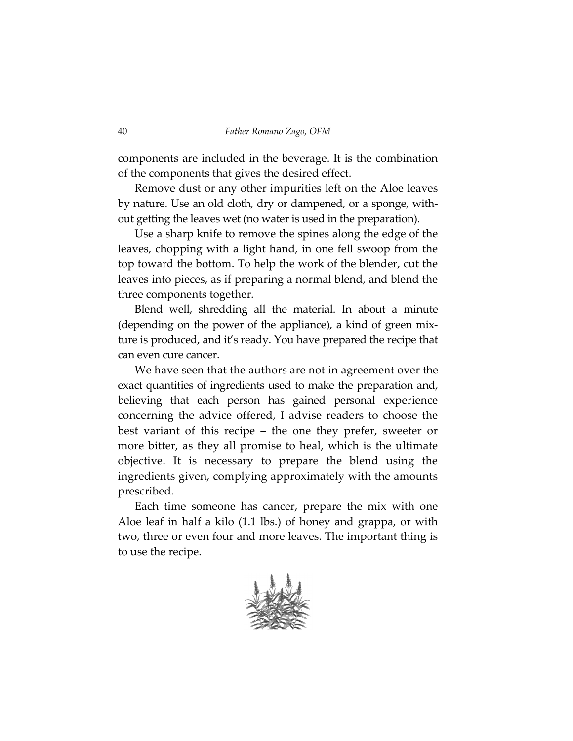components are included in the beverage. It is the combination of the components that gives the desired effect.

Remove dust or any other impurities left on the Aloe leaves by nature. Use an old cloth, dry or dampened, or a sponge, without getting the leaves wet (no water is used in the preparation).

Use a sharp knife to remove the spines along the edge of the leaves, chopping with a light hand, in one fell swoop from the top toward the bottom. To help the work of the blender, cut the leaves into pieces, as if preparing a normal blend, and blend the three components together.

Blend well, shredding all the material. In about a minute (depending on the power of the appliance), a kind of green mixture is produced, and it's ready. You have prepared the recipe that can even cure cancer.

We have seen that the authors are not in agreement over the exact quantities of ingredients used to make the preparation and, believing that each person has gained personal experience concerning the advice offered, I advise readers to choose the best variant of this recipe – the one they prefer, sweeter or more bitter, as they all promise to heal, which is the ultimate objective. It is necessary to prepare the blend using the ingredients given, complying approximately with the amounts prescribed.

Each time someone has cancer, prepare the mix with one Aloe leaf in half a kilo (1.1 lbs.) of honey and grappa, or with two, three or even four and more leaves. The important thing is to use the recipe.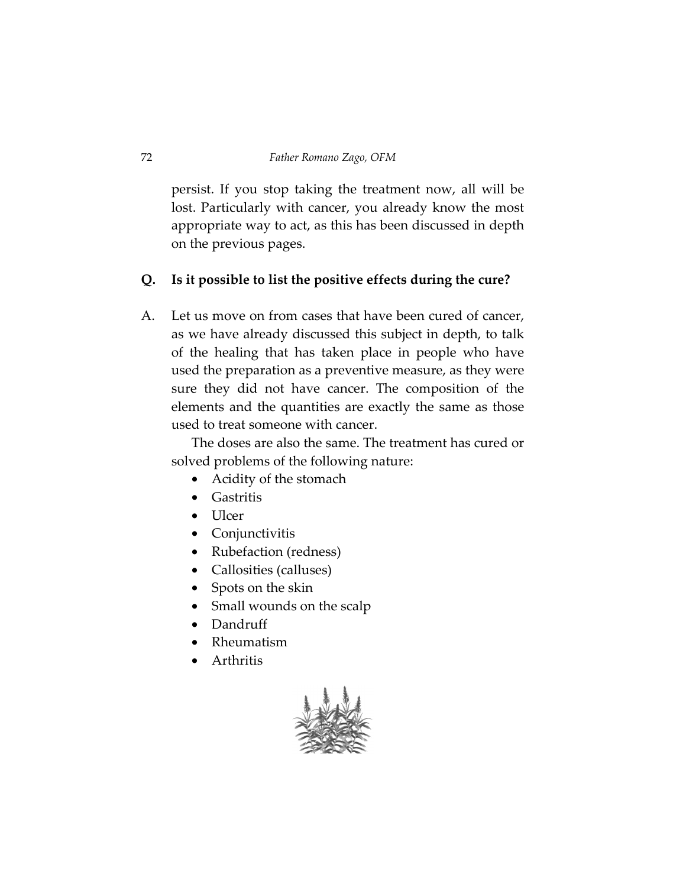persist. If you stop taking the treatment now, all will be lost. Particularly with cancer, you already know the most appropriate way to act, as this has been discussed in depth on the previous pages.

**Q. Is it possible to list the positive effects during the cure?**

A. Let us move on from cases that have been cured of cancer, as we have already discussed this subject in depth, to talk of the healing that has taken place in people who have used the preparation as a preventive measure, as they were sure they did not have cancer. The composition of the elements and the quantities are exactly the same as those used to treat someone with cancer.

The doses are also the same. The treatment has cured or solved problems of the following nature:

- Acidity of the stomach
- Gastritis
- Ulcer
- Conjunctivitis
- Rubefaction (redness)
- Callosities (calluses)
- Spots on the skin
- Small wounds on the scalp
- Dandruff
- Rheumatism
- Arthritis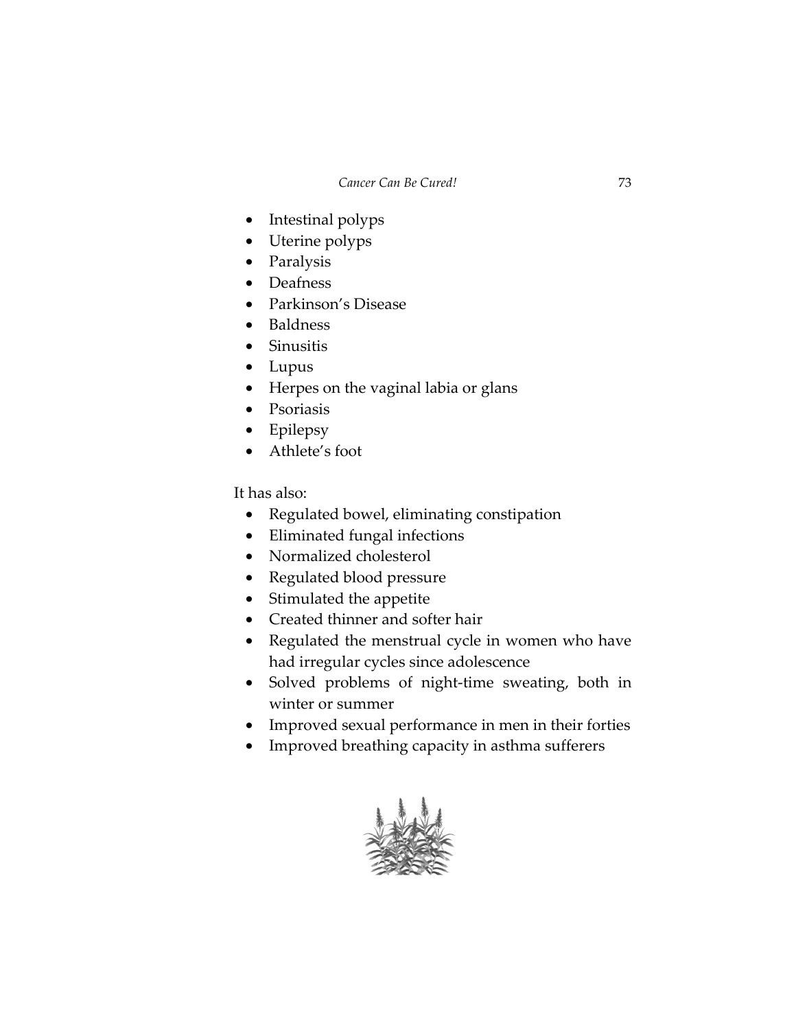- Intestinal polyps
- Uterine polyps
- Paralysis
- Deafness
- Parkinson's Disease
- Baldness
- Sinusitis
- Lupus
- Herpes on the vaginal labia or glans
- Psoriasis
- Epilepsy
- Athlete's foot

It has also:

- Regulated bowel, eliminating constipation
- Eliminated fungal infections
- Normalized cholesterol
- Regulated blood pressure
- Stimulated the appetite
- Created thinner and softer hair
- Regulated the menstrual cycle in women who have had irregular cycles since adolescence
- Solved problems of night-time sweating, both in winter or summer
- Improved sexual performance in men in their forties
- Improved breathing capacity in asthma sufferers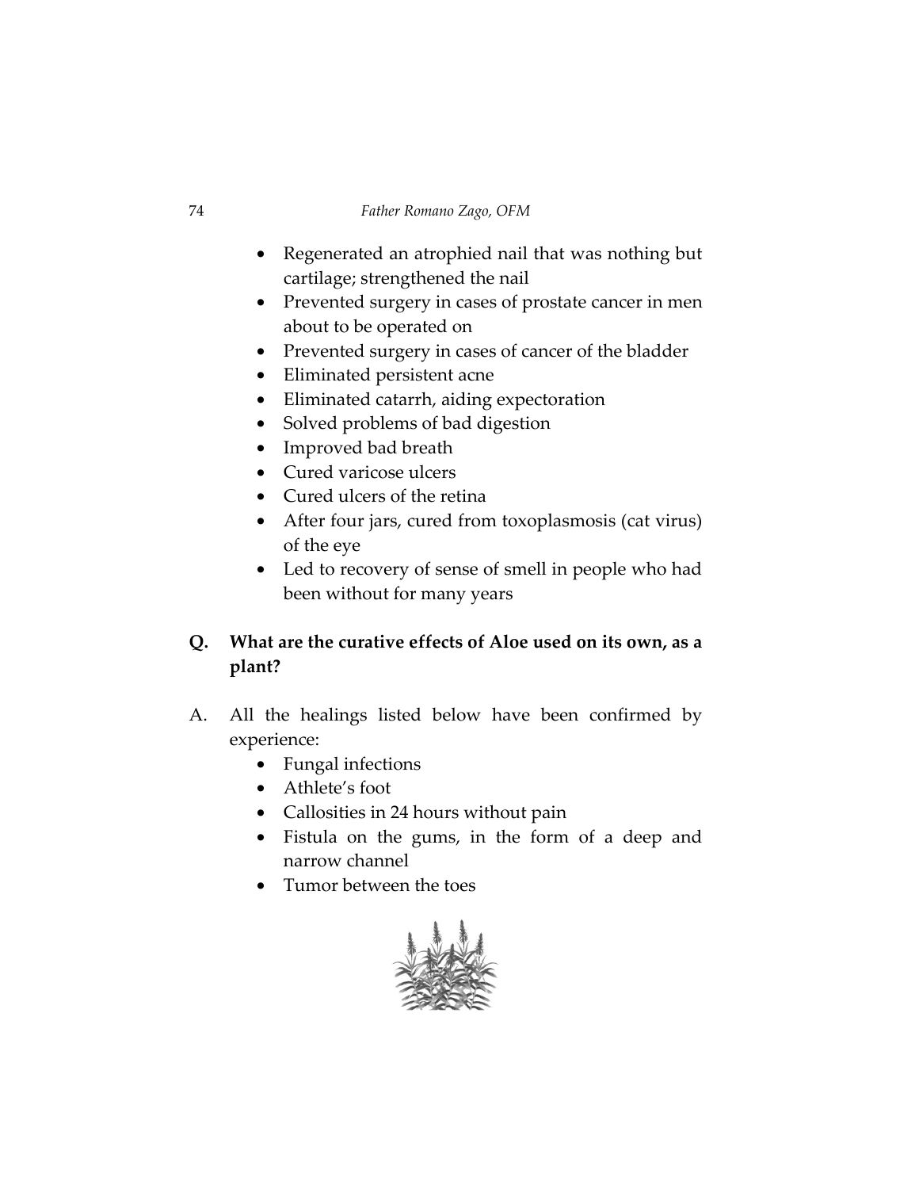- Regenerated an atrophied nail that was nothing but cartilage; strengthened the nail
- Prevented surgery in cases of prostate cancer in men about to be operated on
- Prevented surgery in cases of cancer of the bladder
- Eliminated persistent acne
- Eliminated catarrh, aiding expectoration
- Solved problems of bad digestion
- Improved bad breath
- Cured varicose ulcers
- Cured ulcers of the retina
- After four jars, cured from toxoplasmosis (cat virus) of the eye
- Led to recovery of sense of smell in people who had been without for many years

**Q. What are the curative effects of Aloe used on its own, as a plant?**

A. All the healings listed below have been confirmed by experience:

- Fungal infections
- Athlete's foot
- Callosities in 24 hours without pain
- Fistula on the gums, in the form of a deep and narrow channel
- Tumor between the toes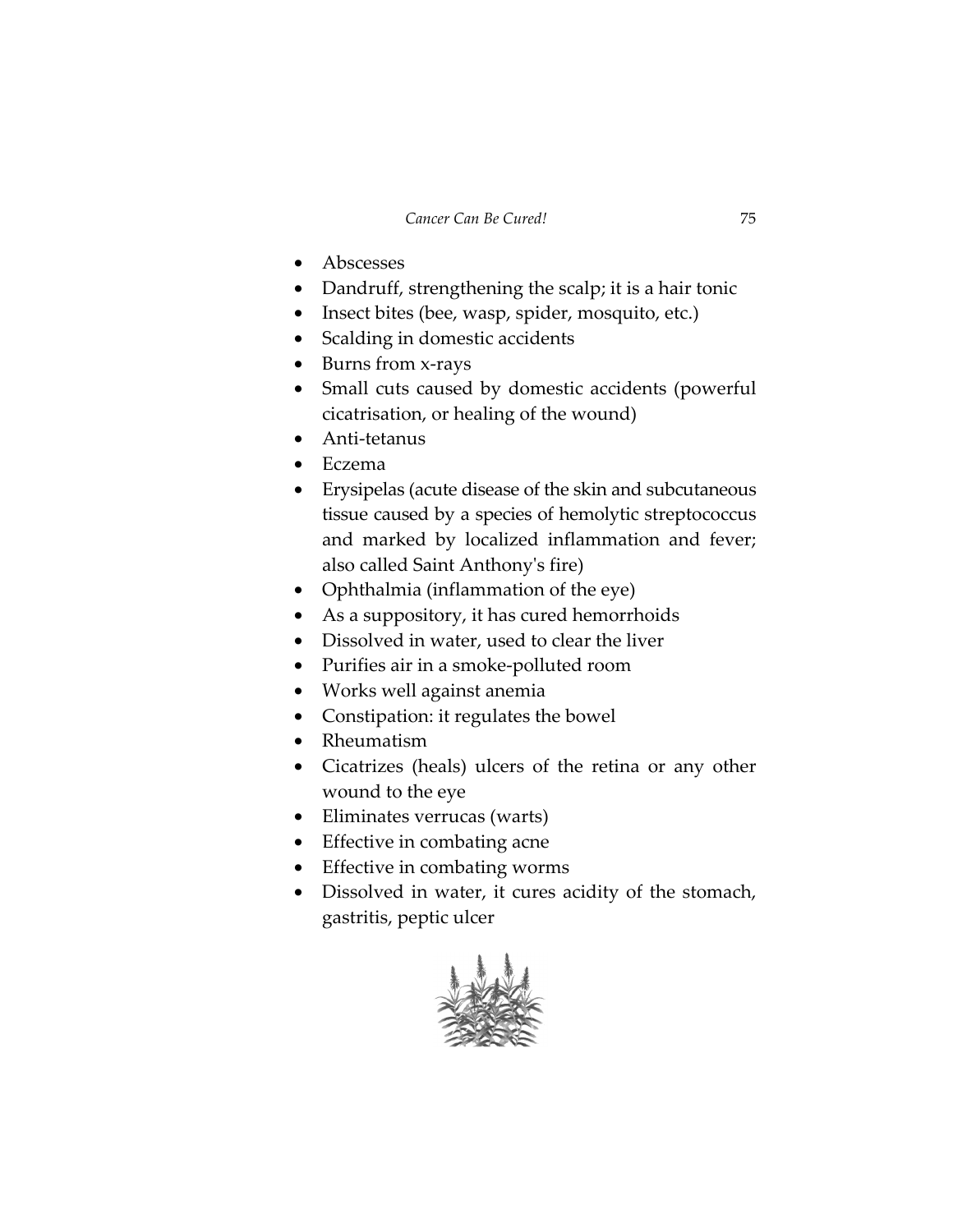- Abscesses
- Dandruff, strengthening the scalp; it is a hair tonic
- Insect bites (bee, wasp, spider, mosquito, etc.)
- Scalding in domestic accidents
- Burns from x-rays
- Small cuts caused by domestic accidents (powerful cicatrisation, or healing of the wound)
- Anti-tetanus
- Eczema
- Erysipelas (acute disease of the skin and subcutaneous tissue caused by a species of hemolytic streptococcus and marked by localized inflammation and fever; also called Saint Anthony's fire)
- Ophthalmia (inflammation of the eye)
- As a suppository, it has cured hemorrhoids
- Dissolved in water, used to clear the liver
- Purifies air in a smoke-polluted room
- Works well against anemia
- Constipation: it regulates the bowel
- Rheumatism
- Cicatrizes (heals) ulcers of the retina or any other wound to the eye
- Eliminates verrucas (warts)
- Effective in combating acne
- Effective in combating worms
- Dissolved in water, it cures acidity of the stomach, gastritis, peptic ulcer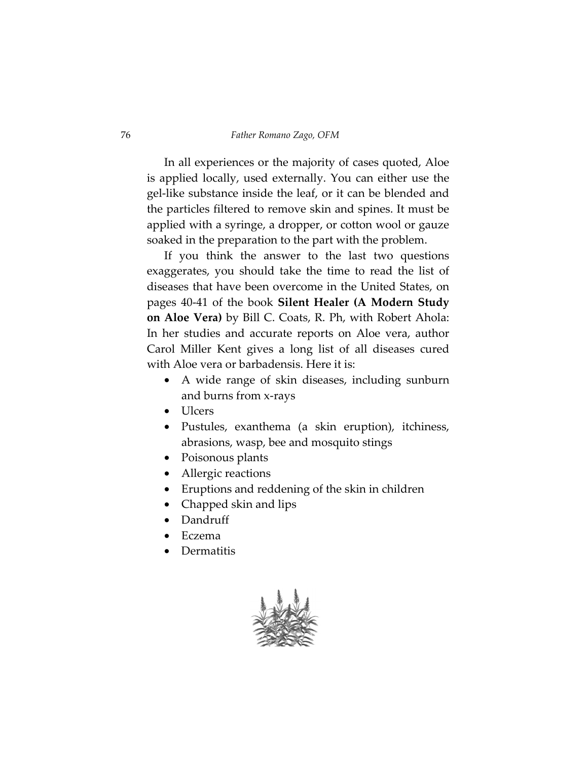In all experiences or the majority of cases quoted, Aloe is applied locally, used externally. You can either use the gel-like substance inside the leaf, or it can be blended and the particles filtered to remove skin and spines. It must be applied with a syringe, a dropper, or cotton wool or gauze soaked in the preparation to the part with the problem.

If you think the answer to the last two questions exaggerates, you should take the time to read the list of diseases that have been overcome in the United States, on pages 40-41 of the book **Silent Healer (A Modern Study on Aloe Vera)** by Bill C. Coats, R. Ph, with Robert Ahola: In her studies and accurate reports on Aloe vera, author Carol Miller Kent gives a long list of all diseases cured with Aloe vera or barbadensis. Here it is:

- A wide range of skin diseases, including sunburn and burns from x-rays
- Ulcers
- Pustules, exanthema (a skin eruption), itchiness, abrasions, wasp, bee and mosquito stings
- Poisonous plants
- Allergic reactions
- Eruptions and reddening of the skin in children
- Chapped skin and lips
- Dandruff
- Eczema
- Dermatitis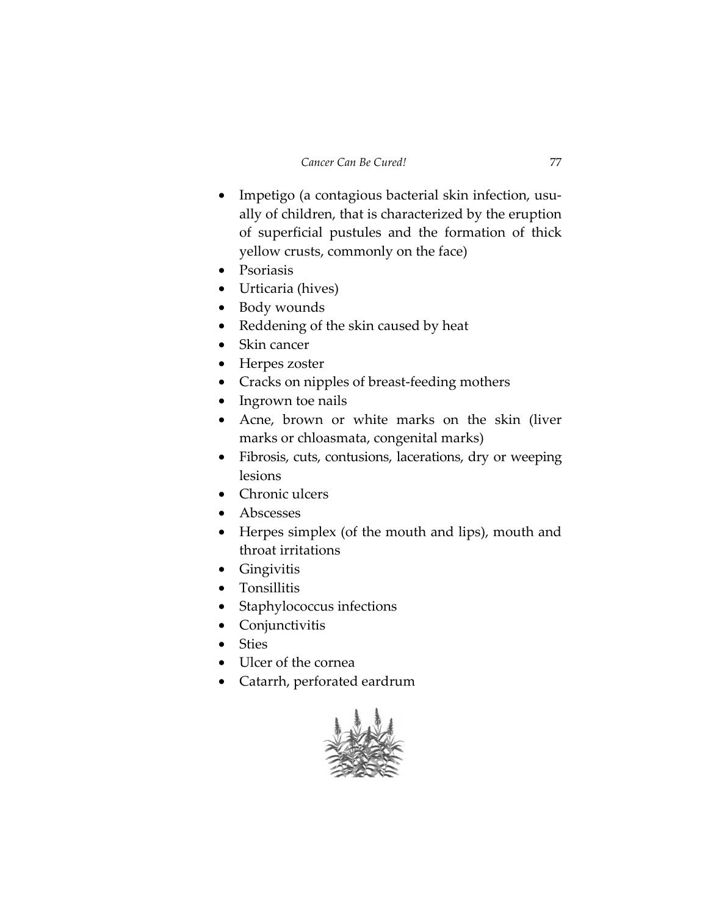- Impetigo (a contagious bacterial skin infection, usually of children, that is characterized by the eruption of superficial pustules and the formation of thick yellow crusts, commonly on the face)
- Psoriasis
- Urticaria (hives)
- Body wounds
- Reddening of the skin caused by heat
- Skin cancer
- Herpes zoster
- Cracks on nipples of breast-feeding mothers
- Ingrown toe nails
- Acne, brown or white marks on the skin (liver marks or chloasmata, congenital marks)
- Fibrosis, cuts, contusions, lacerations, dry or weeping lesions
- Chronic ulcers
- Abscesses
- Herpes simplex (of the mouth and lips), mouth and throat irritations
- Gingivitis
- Tonsillitis
- Staphylococcus infections
- Conjunctivitis
- Sties
- Ulcer of the cornea
- Catarrh, perforated eardrum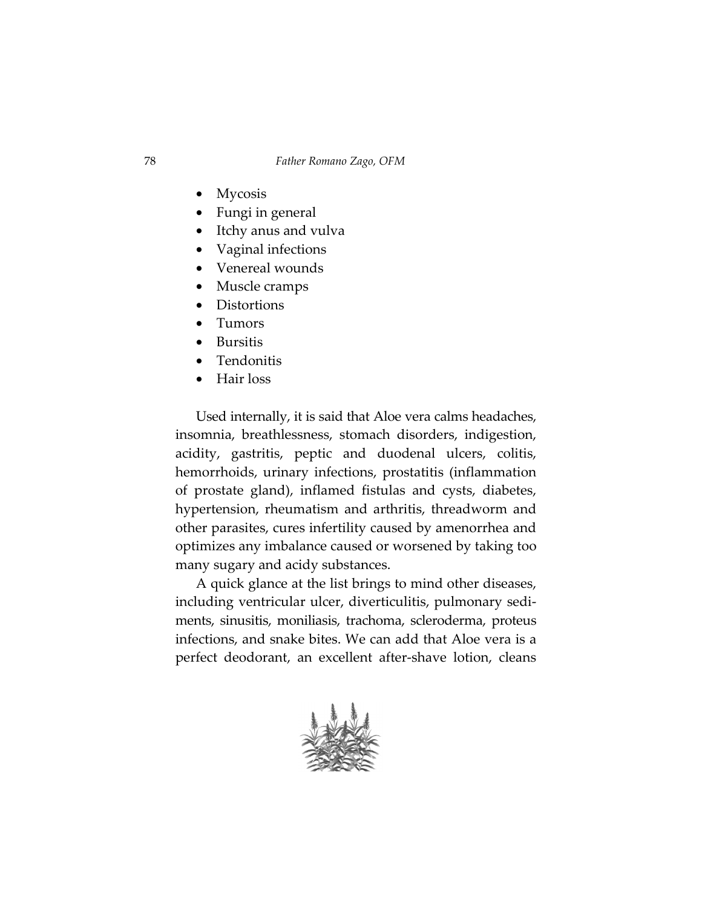- Mycosis
- Fungi in general
- Itchy anus and vulva
- Vaginal infections
- Venereal wounds
- Muscle cramps
- Distortions
- Tumors
- Bursitis
- Tendonitis
- Hair loss

Used internally, it is said that Aloe vera calms headaches, insomnia, breathlessness, stomach disorders, indigestion, acidity, gastritis, peptic and duodenal ulcers, colitis, hemorrhoids, urinary infections, prostatitis (inflammation of prostate gland), inflamed fistulas and cysts, diabetes, hypertension, rheumatism and arthritis, threadworm and other parasites, cures infertility caused by amenorrhea and optimizes any imbalance caused or worsened by taking too many sugary and acidy substances.

A quick glance at the list brings to mind other diseases, including ventricular ulcer, diverticulitis, pulmonary sediments, sinusitis, moniliasis, trachoma, scleroderma, proteus infections, and snake bites. We can add that Aloe vera is a perfect deodorant, an excellent after-shave lotion, cleans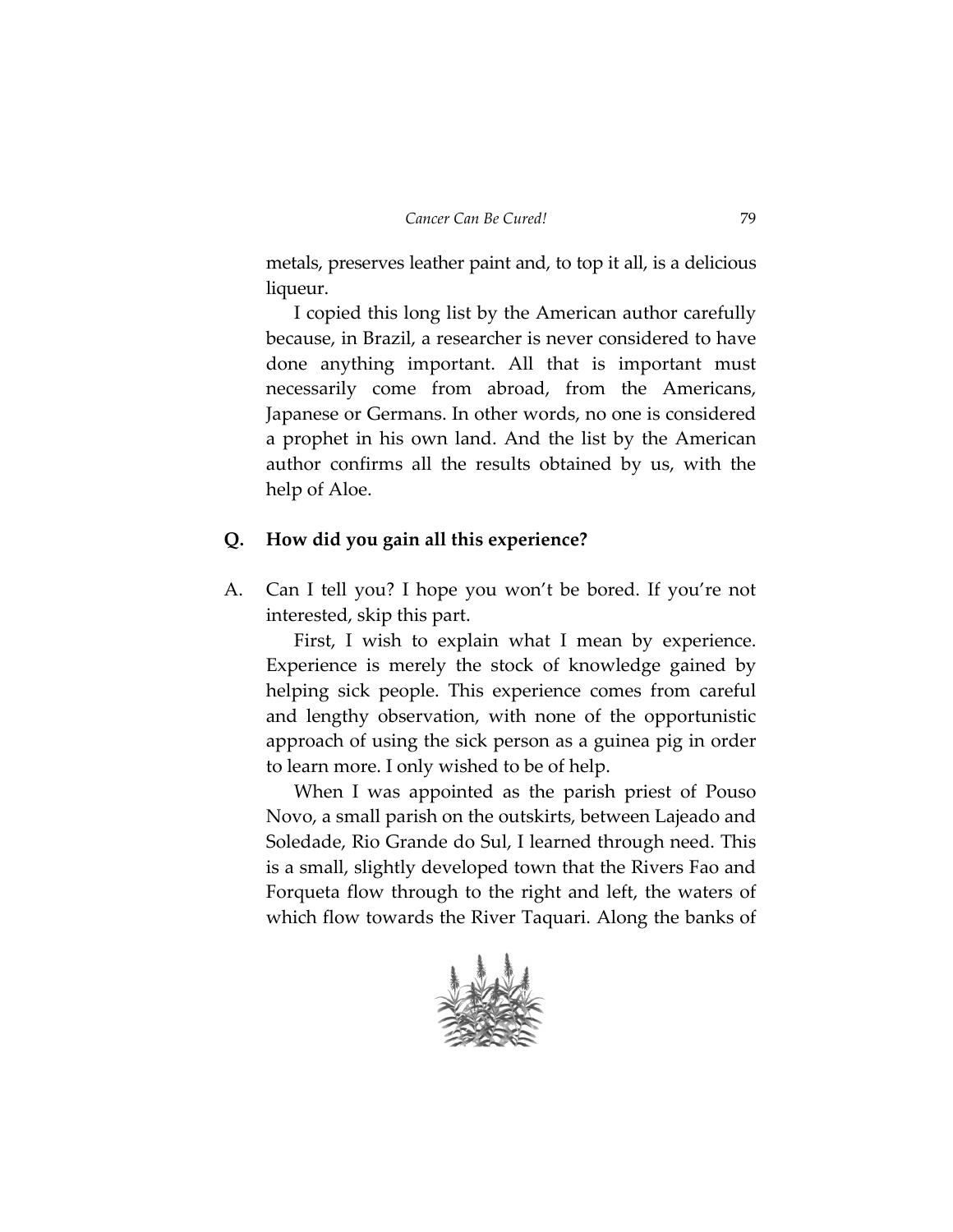metals, preserves leather paint and, to top it all, is a delicious liqueur.

I copied this long list by the American author carefully because, in Brazil, a researcher is never considered to have done anything important. All that is important must necessarily come from abroad, from the Americans, Japanese or Germans. In other words, no one is considered a prophet in his own land. And the list by the American author confirms all the results obtained by us, with the help of Aloe.

**Q. How did you gain all this experience?**

A. Can I tell you? I hope you won't be bored. If you're not interested, skip this part.

First, I wish to explain what I mean by experience. Experience is merely the stock of knowledge gained by helping sick people. This experience comes from careful and lengthy observation, with none of the opportunistic approach of using the sick person as a guinea pig in order to learn more. I only wished to be of help.

When I was appointed as the parish priest of Pouso Novo, a small parish on the outskirts, between Lajeado and Soledade, Rio Grande do Sul, I learned through need. This is a small, slightly developed town that the Rivers Fao and Forqueta flow through to the right and left, the waters of which flow towards the River Taquari. Along the banks of